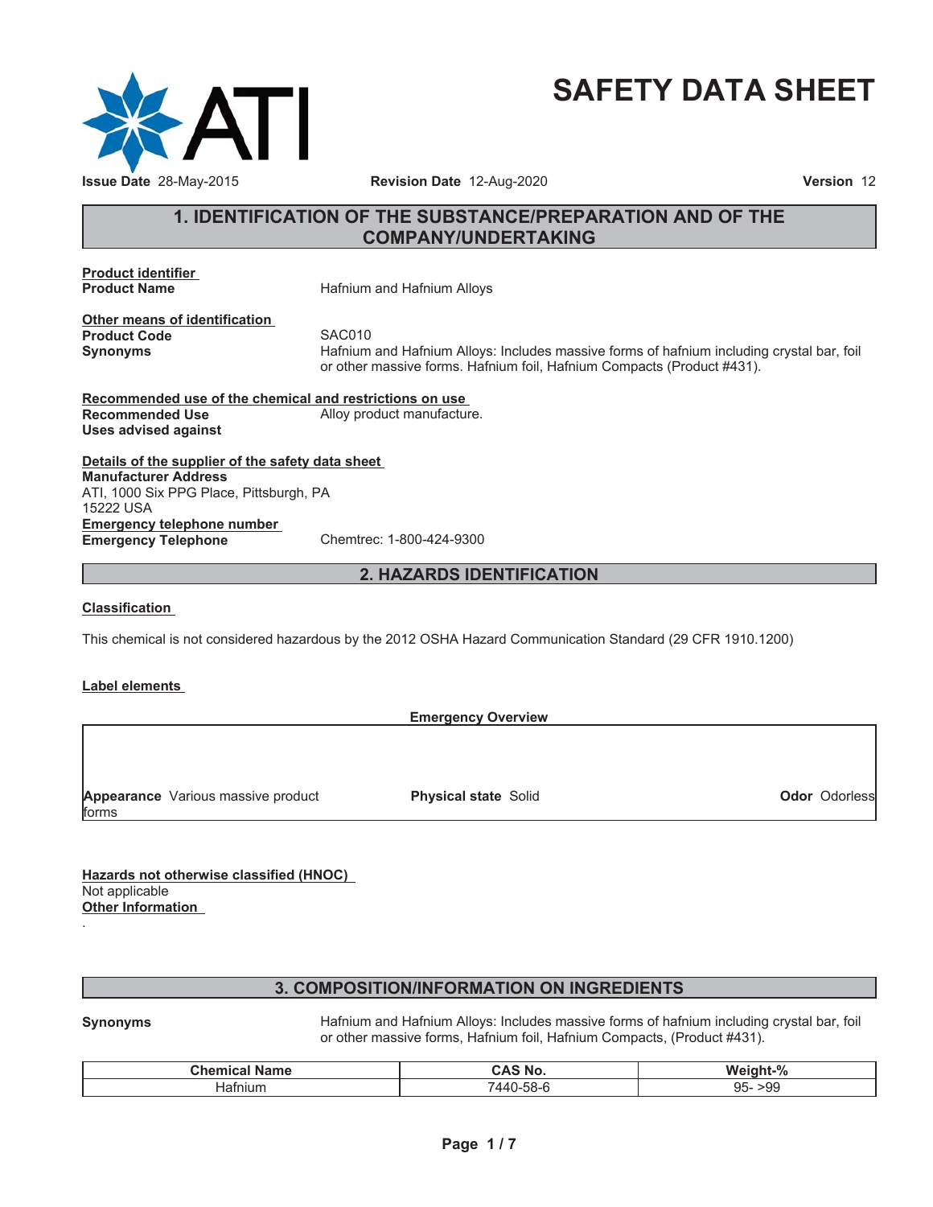# SAFETY DATA SHEET

**Issue Date** 28-May-2015 **Revision Date** 12-Aug-2020 **Version** 12

## 1. IDENTIFICATION OF THE SUBSTANCE/PREPARATION AND OF THE COMPANY/UNDERTAKING

**Product identifier**

**Product Name** Hafnium and Hafnium Alloys

**Other means of identification**

**Product Code** SAC010

**Synonyms** Hafnium and Hafnium Alloys: Includes massive forms of hafnium including crystal bar, foil or other massive forms. Hafnium foil, Hafnium Compacts (Product #431).

**Recommended use of the chemical and restrictions on use**

**Recommended Use** Alloy product manufacture.

**Uses advised against**

**Details of the supplier of the safety data sheet**

**Manufacturer Address**

ATI, 1000 Six PPG Place, Pittsburgh, PA 15222 USA

**Emergency telephone number**

**Emergency Telephone** Chemtrec: 1-800-424-9300

## 2. HAZARDS IDENTIFICATION

**Classification**

This chemical is not considered hazardous by the 2012 OSHA Hazard Communication Standard (29 CFR 1910.1200)

**Label elements**

**Emergency Overview**

**Appearance** Various massive product forms **Physical state** Solid **Odor** Odorless

**Hazards not otherwise classified (HNOC)**

Not applicable

**Other Information**

.

## 3. COMPOSITION/INFORMATION ON INGREDIENTS

**Synonyms** Hafnium and Hafnium Alloys: Includes massive forms of hafnium including crystal bar, foil or other massive forms, Hafnium foil, Hafnium Compacts, (Product #431).

| Chemical Name | CAS No. | Weight-% |
|---|---|---|
| Hafnium | 7440-58-6 | 95- >99 |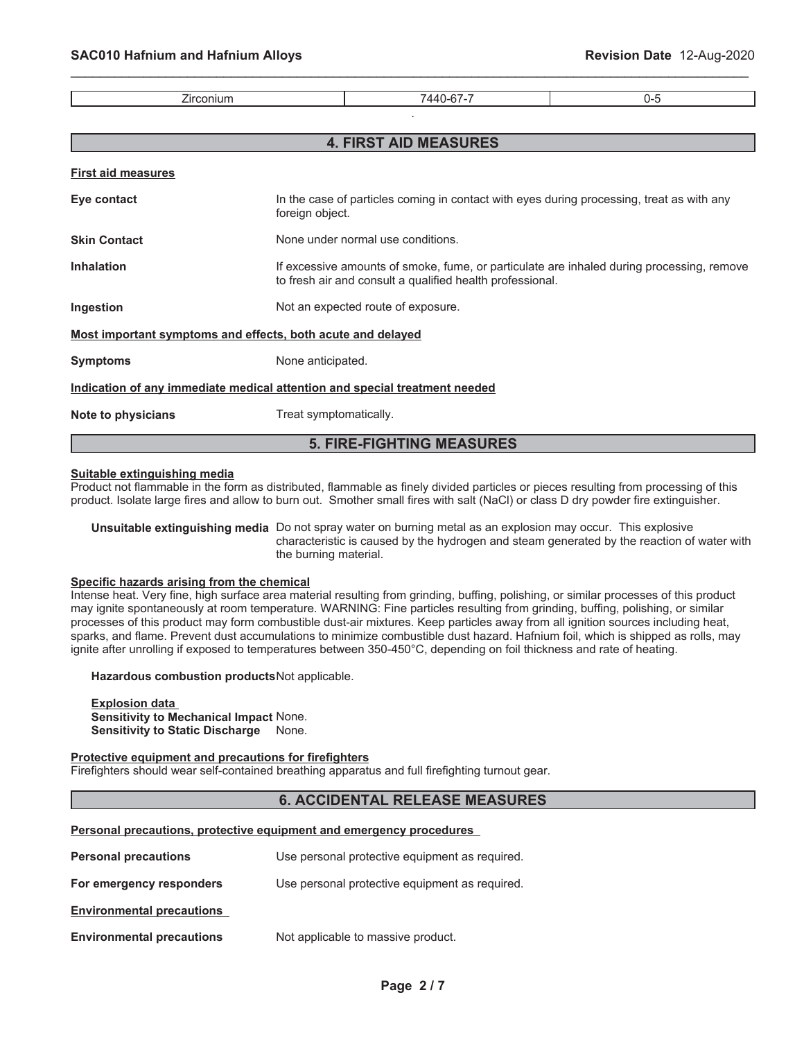| | | |
|---|---|---|
| Zirconium | 7440-67-7 | 0-5 |

.

## 4. FIRST AID MEASURES

**First aid measures**

**Eye contact** In the case of particles coming in contact with eyes during processing, treat as with any foreign object.

**Skin Contact** None under normal use conditions.

**Inhalation** If excessive amounts of smoke, fume, or particulate are inhaled during processing, remove to fresh air and consult a qualified health professional.

**Ingestion** Not an expected route of exposure.

**Most important symptoms and effects, both acute and delayed**

**Symptoms** None anticipated.

**Indication of any immediate medical attention and special treatment needed**

**Note to physicians** Treat symptomatically.

## 5. FIRE-FIGHTING MEASURES

**Suitable extinguishing media**

Product not flammable in the form as distributed, flammable as finely divided particles or pieces resulting from processing of this product. Isolate large fires and allow to burn out. Smother small fires with salt (NaCl) or class D dry powder fire extinguisher.

**Unsuitable extinguishing media** Do not spray water on burning metal as an explosion may occur. This explosive characteristic is caused by the hydrogen and steam generated by the reaction of water with the burning material.

**Specific hazards arising from the chemical**

Intense heat. Very fine, high surface area material resulting from grinding, buffing, polishing, or similar processes of this product may ignite spontaneously at room temperature. WARNING: Fine particles resulting from grinding, buffing, polishing, or similar processes of this product may form combustible dust-air mixtures. Keep particles away from all ignition sources including heat, sparks, and flame. Prevent dust accumulations to minimize combustible dust hazard. Hafnium foil, which is shipped as rolls, may ignite after unrolling if exposed to temperatures between 350-450°C, depending on foil thickness and rate of heating.

**Hazardous combustion products** Not applicable.

**Explosion data**
**Sensitivity to Mechanical Impact** None.
**Sensitivity to Static Discharge** None.

**Protective equipment and precautions for firefighters**

Firefighters should wear self-contained breathing apparatus and full firefighting turnout gear.

## 6. ACCIDENTAL RELEASE MEASURES

**Personal precautions, protective equipment and emergency procedures**

**Personal precautions** Use personal protective equipment as required.

**For emergency responders** Use personal protective equipment as required.

**Environmental precautions**

**Environmental precautions** Not applicable to massive product.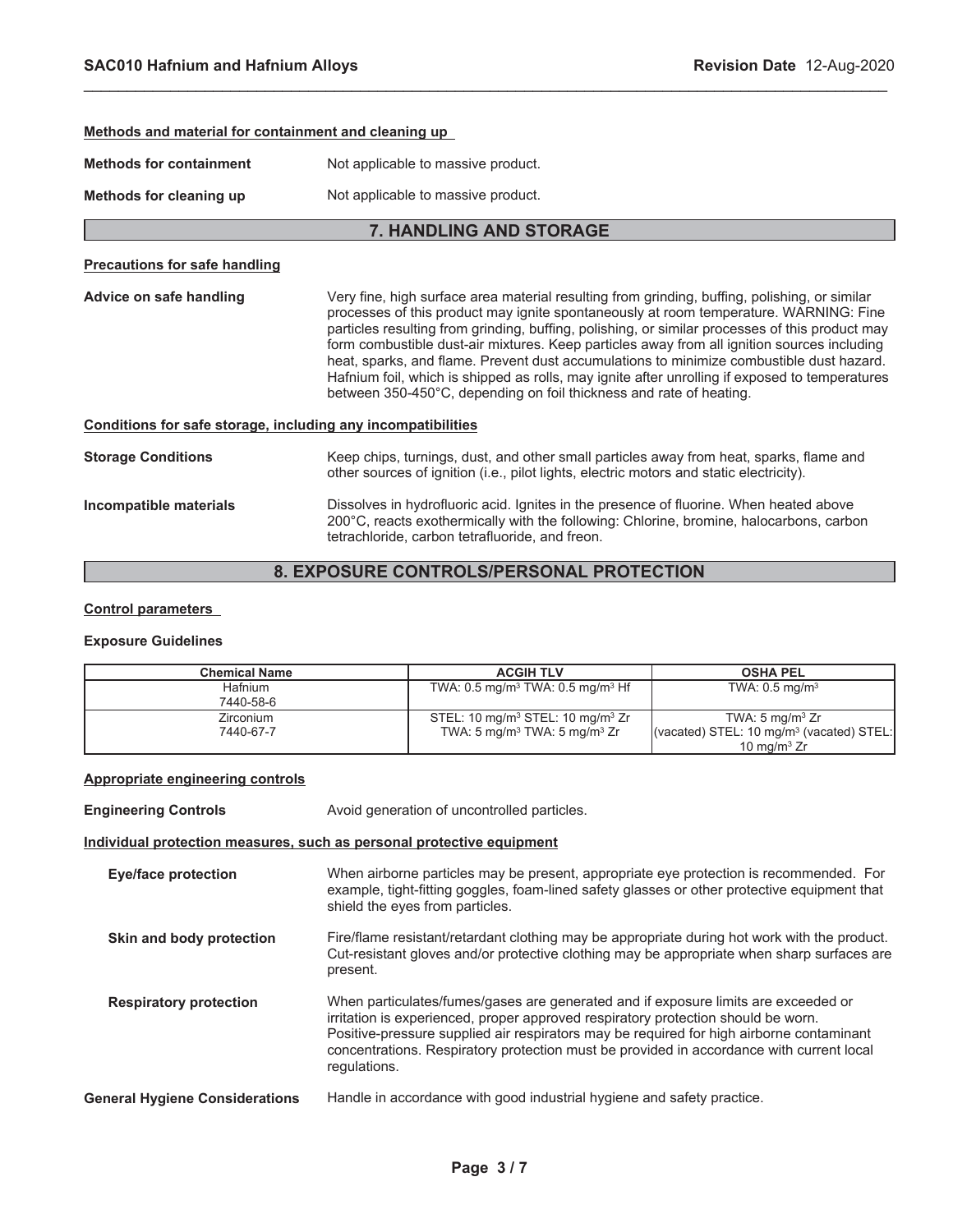**Methods and material for containment and cleaning up**

**Methods for containment** Not applicable to massive product.

**Methods for cleaning up** Not applicable to massive product.

## 7. HANDLING AND STORAGE

**Precautions for safe handling**

**Advice on safe handling** Very fine, high surface area material resulting from grinding, buffing, polishing, or similar processes of this product may ignite spontaneously at room temperature. WARNING: Fine particles resulting from grinding, buffing, polishing, or similar processes of this product may form combustible dust-air mixtures. Keep particles away from all ignition sources including heat, sparks, and flame. Prevent dust accumulations to minimize combustible dust hazard. Hafnium foil, which is shipped as rolls, may ignite after unrolling if exposed to temperatures between 350-450°C, depending on foil thickness and rate of heating.

**Conditions for safe storage, including any incompatibilities**

**Storage Conditions** Keep chips, turnings, dust, and other small particles away from heat, sparks, flame and other sources of ignition (i.e., pilot lights, electric motors and static electricity).

**Incompatible materials** Dissolves in hydrofluoric acid. Ignites in the presence of fluorine. When heated above 200°C, reacts exothermically with the following: Chlorine, bromine, halocarbons, carbon tetrachloride, carbon tetrafluoride, and freon.

## 8. EXPOSURE CONTROLS/PERSONAL PROTECTION

**Control parameters**

**Exposure Guidelines**

| Chemical Name | ACGIH TLV | OSHA PEL |
|---|---|---|
| Hafnium 7440-58-6 | TWA: 0.5 mg/m$^3$ TWA: 0.5 mg/m$^3$ Hf | TWA: 0.5 mg/m$^3$ |
| Zirconium 7440-67-7 | STEL: 10 mg/m$^3$ STEL: 10 mg/m$^3$ Zr TWA: 5 mg/m$^3$ TWA: 5 mg/m$^3$ Zr | TWA: 5 mg/m$^3$ Zr (vacated) STEL: 10 mg/m$^3$ (vacated) STEL: 10 mg/m$^3$ Zr |

**Appropriate engineering controls**

**Engineering Controls** Avoid generation of uncontrolled particles.

**Individual protection measures, such as personal protective equipment**

**Eye/face protection** When airborne particles may be present, appropriate eye protection is recommended. For example, tight-fitting goggles, foam-lined safety glasses or other protective equipment that shield the eyes from particles.

**Skin and body protection** Fire/flame resistant/retardant clothing may be appropriate during hot work with the product. Cut-resistant gloves and/or protective clothing may be appropriate when sharp surfaces are present.

**Respiratory protection** When particulates/fumes/gases are generated and if exposure limits are exceeded or irritation is experienced, proper approved respiratory protection should be worn. Positive-pressure supplied air respirators may be required for high airborne contaminant concentrations. Respiratory protection must be provided in accordance with current local regulations.

**General Hygiene Considerations** Handle in accordance with good industrial hygiene and safety practice.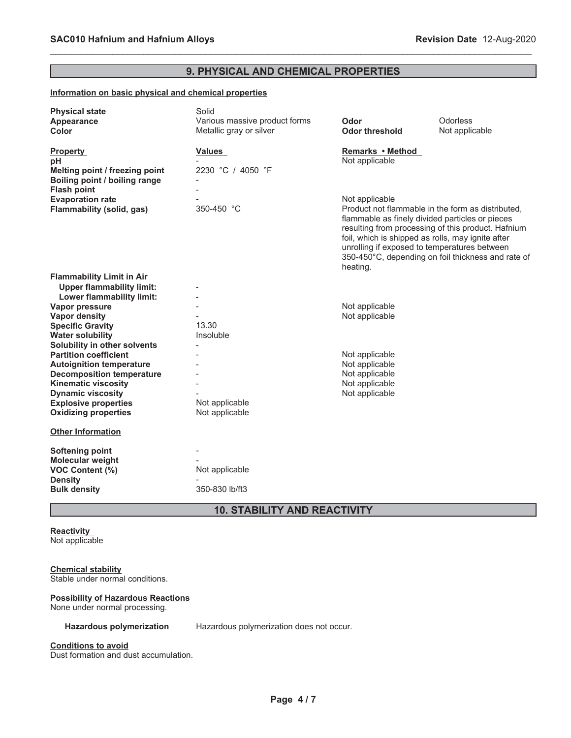## 9. PHYSICAL AND CHEMICAL PROPERTIES

**Information on basic physical and chemical properties**

| | | | |
|---|---|---|---|
| **Physical state** | Solid | | |
| **Appearance** | Various massive product forms | **Odor** | Odorless |
| **Color** | Metallic gray or silver | **Odor threshold** | Not applicable |

| **Property** | **Values** | **Remarks • Method** |
|---|---|---|
| **pH** | - | Not applicable |
| **Melting point / freezing point** | 2230 °C / 4050 °F | |
| **Boiling point / boiling range** | - | |
| **Flash point** | - | |
| **Evaporation rate** | - | Not applicable |
| **Flammability (solid, gas)** | 350-450 °C | Product not flammable in the form as distributed, flammable as finely divided particles or pieces resulting from processing of this product. Hafnium foil, which is shipped as rolls, may ignite after unrolling if exposed to temperatures between 350-450°C, depending on foil thickness and rate of heating. |
| **Flammability Limit in Air** | | |
| **Upper flammability limit:** | - | |
| **Lower flammability limit:** | - | |
| **Vapor pressure** | - | Not applicable |
| **Vapor density** | - | Not applicable |
| **Specific Gravity** | 13.30 | |
| **Water solubility** | Insoluble | |
| **Solubility in other solvents** | - | |
| **Partition coefficient** | - | Not applicable |
| **Autoignition temperature** | - | Not applicable |
| **Decomposition temperature** | - | Not applicable |
| **Kinematic viscosity** | - | Not applicable |
| **Dynamic viscosity** | - | Not applicable |
| **Explosive properties** | Not applicable | |
| **Oxidizing properties** | Not applicable | |

**Other Information**

| | |
|---|---|
| **Softening point** | - |
| **Molecular weight** | - |
| **VOC Content (%)** | Not applicable |
| **Density** | - |
| **Bulk density** | 350-830 lb/ft3 |

## 10. STABILITY AND REACTIVITY

**Reactivity**
Not applicable

**Chemical stability**
Stable under normal conditions.

**Possibility of Hazardous Reactions**
None under normal processing.

**Hazardous polymerization** Hazardous polymerization does not occur.

**Conditions to avoid**
Dust formation and dust accumulation.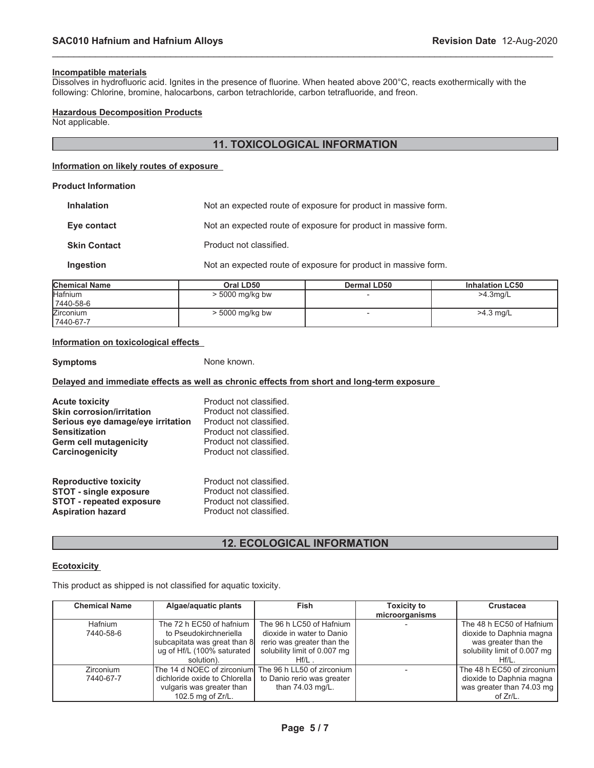**Incompatible materials**

Dissolves in hydrofluoric acid. Ignites in the presence of fluorine. When heated above 200°C, reacts exothermically with the following: Chlorine, bromine, halocarbons, carbon tetrachloride, carbon tetrafluoride, and freon.

**Hazardous Decomposition Products**

Not applicable.

## 11. TOXICOLOGICAL INFORMATION

**Information on likely routes of exposure**

**Product Information**

| | |
|---|---|
| **Inhalation** | Not an expected route of exposure for product in massive form. |
| **Eye contact** | Not an expected route of exposure for product in massive form. |
| **Skin Contact** | Product not classified. |
| **Ingestion** | Not an expected route of exposure for product in massive form. |

| Chemical Name | Oral LD50 | Dermal LD50 | Inhalation LC50 |
|---|---|---|---|
| Hafnium 7440-58-6 | > 5000 mg/kg bw | - | >4.3mg/L |
| Zirconium 7440-67-7 | > 5000 mg/kg bw | - | >4.3 mg/L |

**Information on toxicological effects**

**Symptoms** None known.

**Delayed and immediate effects as well as chronic effects from short and long-term exposure**

| | |
|---|---|
| **Acute toxicity** | Product not classified. |
| **Skin corrosion/irritation** | Product not classified. |
| **Serious eye damage/eye irritation** | Product not classified. |
| **Sensitization** | Product not classified. |
| **Germ cell mutagenicity** | Product not classified. |
| **Carcinogenicity** | Product not classified. |
| **Reproductive toxicity** | Product not classified. |
| **STOT - single exposure** | Product not classified. |
| **STOT - repeated exposure** | Product not classified. |
| **Aspiration hazard** | Product not classified. |

## 12. ECOLOGICAL INFORMATION

**Ecotoxicity**

This product as shipped is not classified for aquatic toxicity.

| Chemical Name | Algae/aquatic plants | Fish | Toxicity to microorganisms | Crustacea |
|---|---|---|---|---|
| Hafnium 7440-58-6 | The 72 h EC50 of hafnium to Pseudokirchneriella subcapitata was great than 8 ug of Hf/L (100% saturated solution). | The 96 h LC50 of Hafnium dioxide in water to Danio rerio was greater than the solubility limit of 0.007 mg Hf/L . | - | The 48 h EC50 of Hafnium dioxide to Daphnia magna was greater than the solubility limit of 0.007 mg Hf/L. |
| Zirconium 7440-67-7 | The 14 d NOEC of zirconium dichloride oxide to Chlorella vulgaris was greater than 102.5 mg of Zr/L. | The 96 h LL50 of zirconium to Danio rerio was greater than 74.03 mg/L. | - | The 48 h EC50 of zirconium dioxide to Daphnia magna was greater than 74.03 mg of Zr/L. |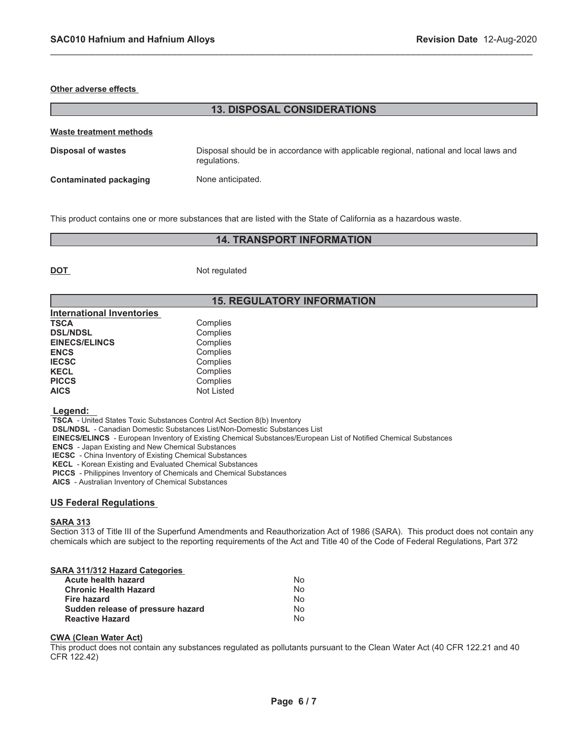**Other adverse effects**

## 13. DISPOSAL CONSIDERATIONS

**Waste treatment methods**

| | |
|---|---|
| **Disposal of wastes** | Disposal should be in accordance with applicable regional, national and local laws and regulations. |
| **Contaminated packaging** | None anticipated. |

This product contains one or more substances that are listed with the State of California as a hazardous waste.

## 14. TRANSPORT INFORMATION

| | |
|---|---|
| **DOT** | Not regulated |

## 15. REGULATORY INFORMATION

**International Inventories**

| | |
|---|---|
| **TSCA** | Complies |
| **DSL/NDSL** | Complies |
| **EINECS/ELINCS** | Complies |
| **ENCS** | Complies |
| **IECSC** | Complies |
| **KECL** | Complies |
| **PICCS** | Complies |
| **AICS** | Not Listed |

**Legend:**

**TSCA** - United States Toxic Substances Control Act Section 8(b) Inventory
**DSL/NDSL** - Canadian Domestic Substances List/Non-Domestic Substances List
**EINECS/ELINCS** - European Inventory of Existing Chemical Substances/European List of Notified Chemical Substances
**ENCS** - Japan Existing and New Chemical Substances
**IECSC** - China Inventory of Existing Chemical Substances
**KECL** - Korean Existing and Evaluated Chemical Substances
**PICCS** - Philippines Inventory of Chemicals and Chemical Substances
**AICS** - Australian Inventory of Chemical Substances

### US Federal Regulations

**SARA 313**

Section 313 of Title III of the Superfund Amendments and Reauthorization Act of 1986 (SARA). This product does not contain any chemicals which are subject to the reporting requirements of the Act and Title 40 of the Code of Federal Regulations, Part 372

**SARA 311/312 Hazard Categories**

| | |
|---|---|
| **Acute health hazard** | No |
| **Chronic Health Hazard** | No |
| **Fire hazard** | No |
| **Sudden release of pressure hazard** | No |
| **Reactive Hazard** | No |

**CWA (Clean Water Act)**

This product does not contain any substances regulated as pollutants pursuant to the Clean Water Act (40 CFR 122.21 and 40 CFR 122.42)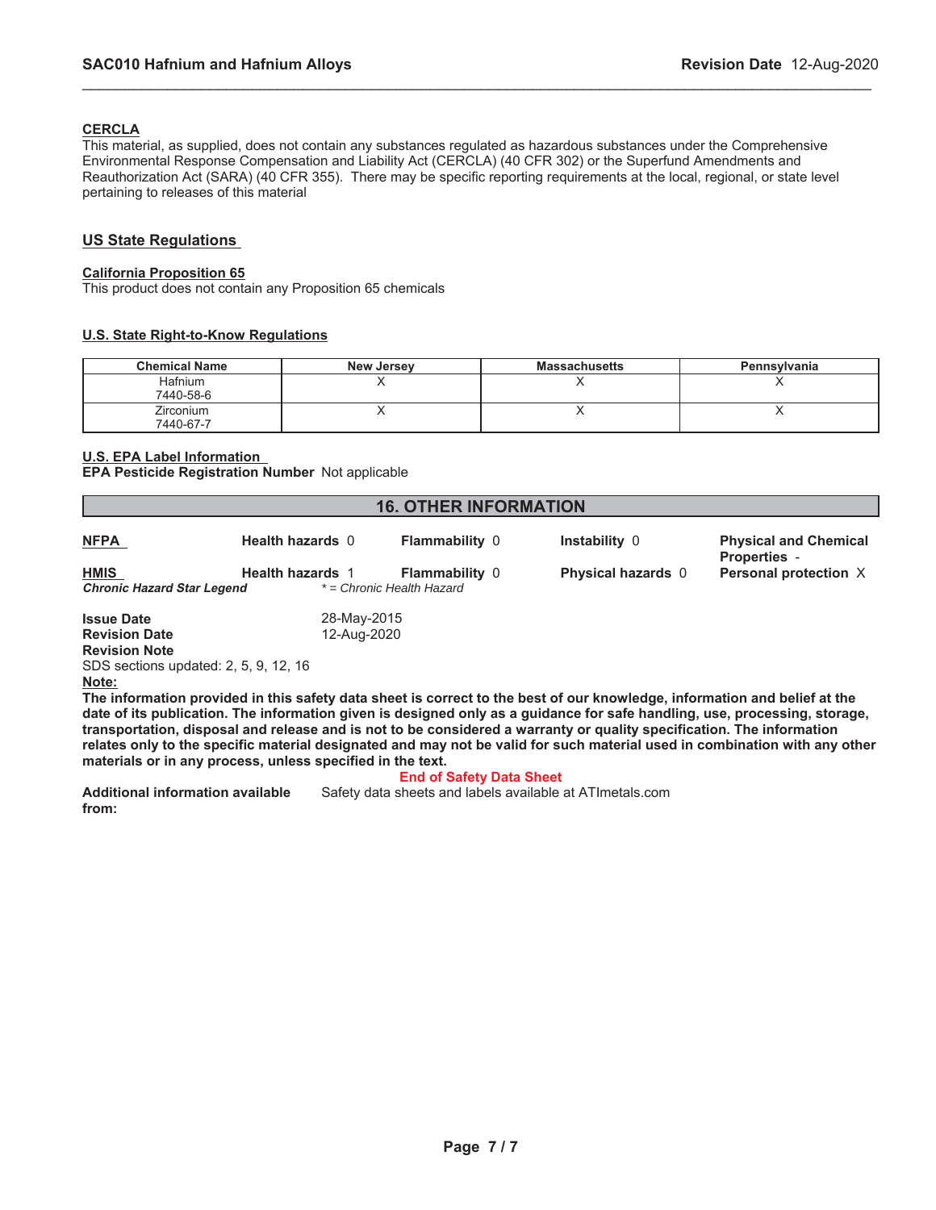**CERCLA**

This material, as supplied, does not contain any substances regulated as hazardous substances under the Comprehensive Environmental Response Compensation and Liability Act (CERCLA) (40 CFR 302) or the Superfund Amendments and Reauthorization Act (SARA) (40 CFR 355). There may be specific reporting requirements at the local, regional, or state level pertaining to releases of this material

## US State Regulations

**California Proposition 65**

This product does not contain any Proposition 65 chemicals

**U.S. State Right-to-Know Regulations**

| Chemical Name | New Jersey | Massachusetts | Pennsylvania |
|---|---|---|---|
| Hafnium 7440-58-6 | X | X | X |
| Zirconium 7440-67-7 | X | X | X |

**U.S. EPA Label Information**

**EPA Pesticide Registration Number** Not applicable

## 16. OTHER INFORMATION

| | | | | |
|---|---|---|---|---|
| **NFPA** | **Health hazards** 0 | **Flammability** 0 | **Instability** 0 | **Physical and Chemical Properties** - |
| **HMIS** | **Health hazards** 1 | **Flammability** 0 | **Physical hazards** 0 | **Personal protection** X |

***Chronic Hazard Star Legend*** *\* = Chronic Health Hazard*

**Issue Date** 28-May-2015

**Revision Date** 12-Aug-2020

**Revision Note**

SDS sections updated: 2, 5, 9, 12, 16

**Note:**

**The information provided in this safety data sheet is correct to the best of our knowledge, information and belief at the date of its publication. The information given is designed only as a guidance for safe handling, use, processing, storage, transportation, disposal and release and is not to be considered a warranty or quality specification. The information relates only to the specific material designated and may not be valid for such material used in combination with any other materials or in any process, unless specified in the text.**

**End of Safety Data Sheet**

**Additional information available from:** Safety data sheets and labels available at ATImetals.com